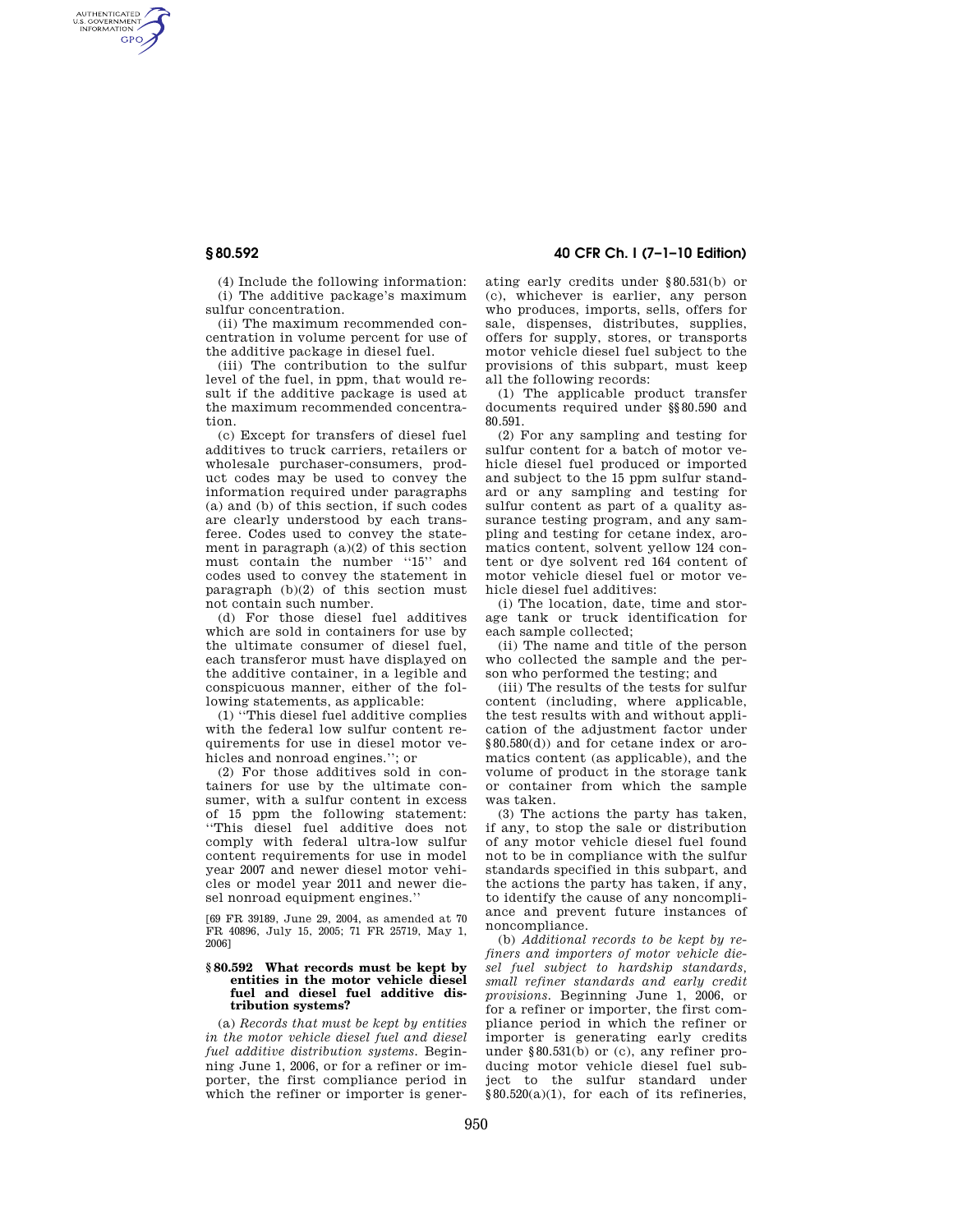(4) Include the following information:

(i) The additive package's maximum sulfur concentration.

(ii) The maximum recommended concentration in volume percent for use of the additive package in diesel fuel.

(iii) The contribution to the sulfur level of the fuel, in ppm, that would result if the additive package is used at the maximum recommended concentration.

(c) Except for transfers of diesel fuel additives to truck carriers, retailers or wholesale purchaser-consumers, product codes may be used to convey the information required under paragraphs (a) and (b) of this section, if such codes are clearly understood by each transferee. Codes used to convey the statement in paragraph (a)(2) of this section must contain the number ''15'' and codes used to convey the statement in paragraph (b)(2) of this section must not contain such number.

(d) For those diesel fuel additives which are sold in containers for use by the ultimate consumer of diesel fuel, each transferor must have displayed on the additive container, in a legible and conspicuous manner, either of the following statements, as applicable:

(1) ''This diesel fuel additive complies with the federal low sulfur content requirements for use in diesel motor vehicles and nonroad engines.''; or

(2) For those additives sold in containers for use by the ultimate consumer, with a sulfur content in excess of 15 ppm the following statement: ''This diesel fuel additive does not comply with federal ultra-low sulfur content requirements for use in model year 2007 and newer diesel motor vehicles or model year 2011 and newer diesel nonroad equipment engines.''

[69 FR 39189, June 29, 2004, as amended at 70 FR 40896, July 15, 2005; 71 FR 25719, May 1, 2006]

## § 80.592 What records must be kept by entities in the motor vehicle diesel fuel and diesel fuel additive distribution systems?

(a) *Records that must be kept by entities in the motor vehicle diesel fuel and diesel fuel additive distribution systems.* Beginning June 1, 2006, or for a refiner or importer, the first compliance period in which the refiner or importer is generating early credits under §80.531(b) or (c), whichever is earlier, any person who produces, imports, sells, offers for sale, dispenses, distributes, supplies, offers for supply, stores, or transports motor vehicle diesel fuel subject to the provisions of this subpart, must keep all the following records:

(1) The applicable product transfer documents required under §§80.590 and 80.591.

(2) For any sampling and testing for sulfur content for a batch of motor vehicle diesel fuel produced or imported and subject to the 15 ppm sulfur standard or any sampling and testing for sulfur content as part of a quality assurance testing program, and any sampling and testing for cetane index, aromatics content, solvent yellow 124 content or dye solvent red 164 content of motor vehicle diesel fuel or motor vehicle diesel fuel additives:

(i) The location, date, time and storage tank or truck identification for each sample collected;

(ii) The name and title of the person who collected the sample and the person who performed the testing; and

(iii) The results of the tests for sulfur content (including, where applicable, the test results with and without application of the adjustment factor under §80.580(d)) and for cetane index or aromatics content (as applicable), and the volume of product in the storage tank or container from which the sample was taken.

(3) The actions the party has taken, if any, to stop the sale or distribution of any motor vehicle diesel fuel found not to be in compliance with the sulfur standards specified in this subpart, and the actions the party has taken, if any, to identify the cause of any noncompliance and prevent future instances of noncompliance.

(b) *Additional records to be kept by refiners and importers of motor vehicle diesel fuel subject to hardship standards, small refiner standards and early credit provisions.* Beginning June 1, 2006, or for a refiner or importer, the first compliance period in which the refiner or importer is generating early credits under §80.531(b) or (c), any refiner producing motor vehicle diesel fuel subject to the sulfur standard under §80.520(a)(1), for each of its refineries,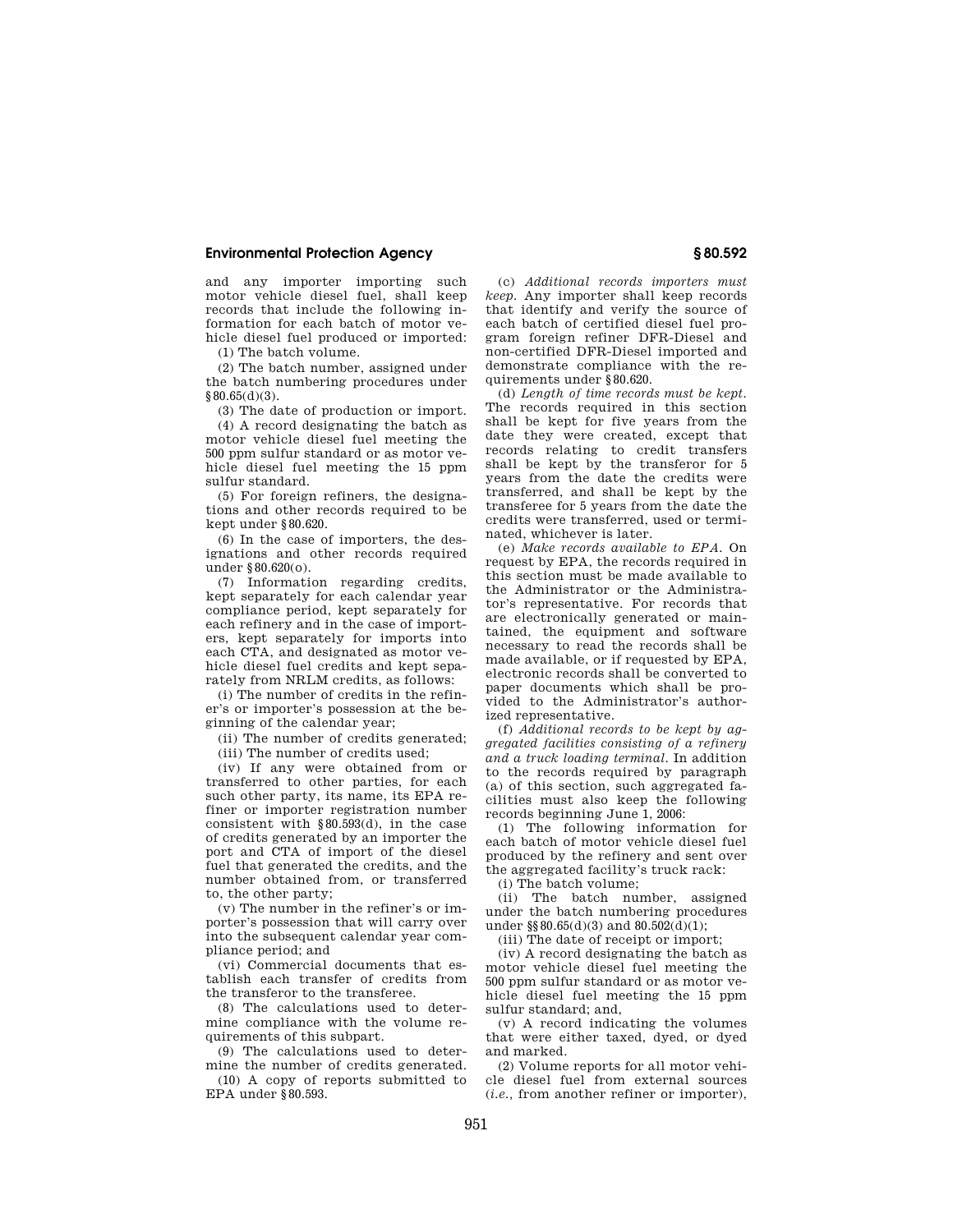and any importer importing such motor vehicle diesel fuel, shall keep records that include the following information for each batch of motor vehicle diesel fuel produced or imported:

(1) The batch volume.

(2) The batch number, assigned under the batch numbering procedures under §80.65(d)(3).

(3) The date of production or import.

(4) A record designating the batch as motor vehicle diesel fuel meeting the 500 ppm sulfur standard or as motor vehicle diesel fuel meeting the 15 ppm sulfur standard.

(5) For foreign refiners, the designations and other records required to be kept under §80.620.

(6) In the case of importers, the designations and other records required under §80.620(o).

(7) Information regarding credits, kept separately for each calendar year compliance period, kept separately for each refinery and in the case of importers, kept separately for imports into each CTA, and designated as motor vehicle diesel fuel credits and kept separately from NRLM credits, as follows:

(i) The number of credits in the refiner's or importer's possession at the beginning of the calendar year;

(ii) The number of credits generated;

(iii) The number of credits used;

(iv) If any were obtained from or transferred to other parties, for each such other party, its name, its EPA refiner or importer registration number consistent with §80.593(d), in the case of credits generated by an importer the port and CTA of import of the diesel fuel that generated the credits, and the number obtained from, or transferred to, the other party;

(v) The number in the refiner's or importer's possession that will carry over into the subsequent calendar year compliance period; and

(vi) Commercial documents that establish each transfer of credits from the transferor to the transferee.

(8) The calculations used to determine compliance with the volume requirements of this subpart.

(9) The calculations used to determine the number of credits generated.

(10) A copy of reports submitted to EPA under §80.593.

(c) *Additional records importers must keep.* Any importer shall keep records that identify and verify the source of each batch of certified diesel fuel program foreign refiner DFR-Diesel and non-certified DFR-Diesel imported and demonstrate compliance with the requirements under §80.620.

(d) *Length of time records must be kept.* The records required in this section shall be kept for five years from the date they were created, except that records relating to credit transfers shall be kept by the transferor for 5 years from the date the credits were transferred, and shall be kept by the transferee for 5 years from the date the credits were transferred, used or terminated, whichever is later.

(e) *Make records available to EPA.* On request by EPA, the records required in this section must be made available to the Administrator or the Administrator's representative. For records that are electronically generated or maintained, the equipment and software necessary to read the records shall be made available, or if requested by EPA, electronic records shall be converted to paper documents which shall be provided to the Administrator's authorized representative.

(f) *Additional records to be kept by aggregated facilities consisting of a refinery and a truck loading terminal.* In addition to the records required by paragraph (a) of this section, such aggregated facilities must also keep the following records beginning June 1, 2006:

(1) The following information for each batch of motor vehicle diesel fuel produced by the refinery and sent over the aggregated facility's truck rack:

(i) The batch volume;

(ii) The batch number, assigned under the batch numbering procedures under §§80.65(d)(3) and 80.502(d)(1);

(iii) The date of receipt or import;

(iv) A record designating the batch as motor vehicle diesel fuel meeting the 500 ppm sulfur standard or as motor vehicle diesel fuel meeting the 15 ppm sulfur standard; and,

(v) A record indicating the volumes that were either taxed, dyed, or dyed and marked.

(2) Volume reports for all motor vehicle diesel fuel from external sources (*i.e.*, from another refiner or importer),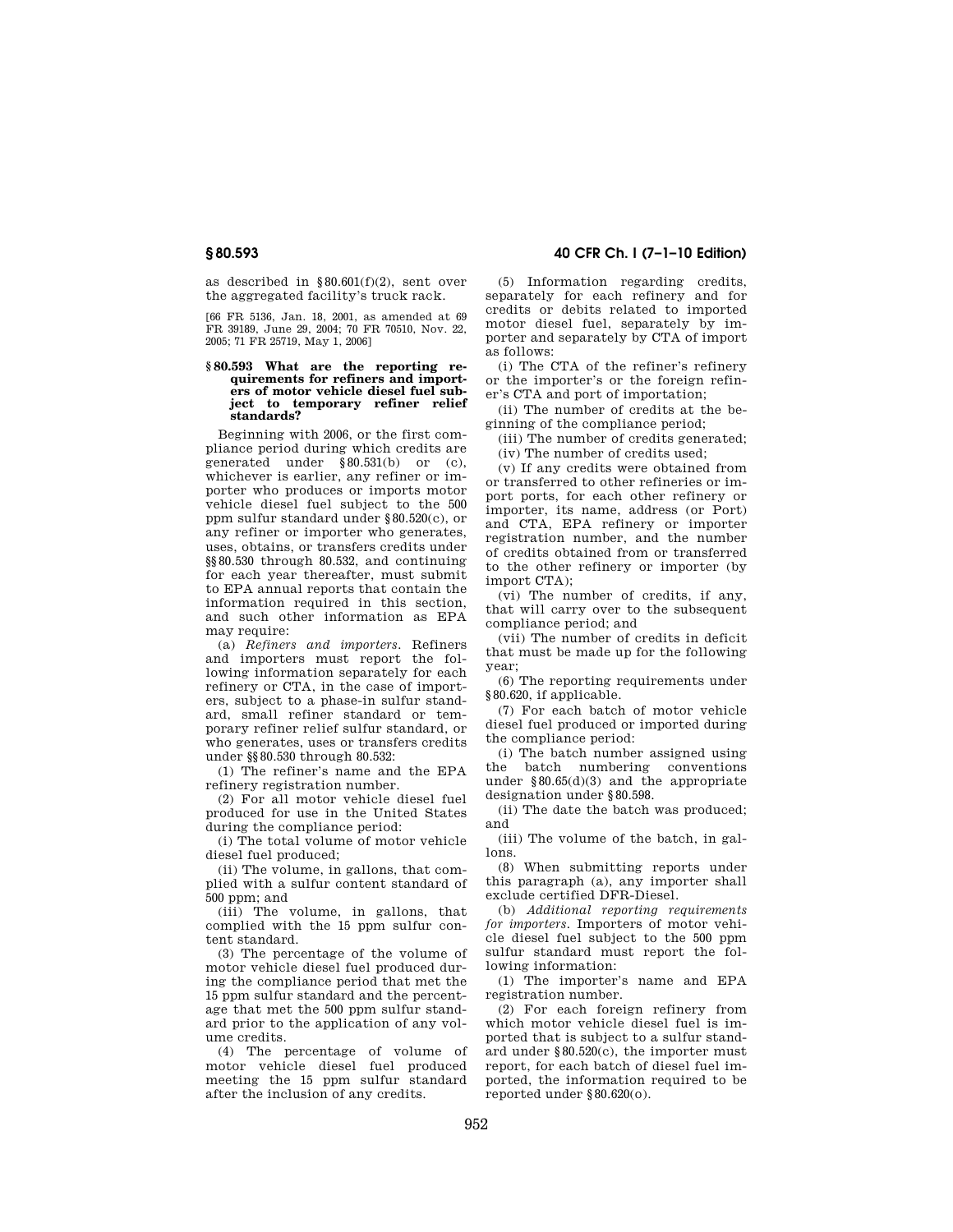as described in §80.601(f)(2), sent over the aggregated facility's truck rack.

[66 FR 5136, Jan. 18, 2001, as amended at 69 FR 39189, June 29, 2004; 70 FR 70510, Nov. 22, 2005; 71 FR 25719, May 1, 2006]

## §80.593 What are the reporting requirements for refiners and importers of motor vehicle diesel fuel subject to temporary refiner relief standards?

Beginning with 2006, or the first compliance period during which credits are generated under §80.531(b) or (c), whichever is earlier, any refiner or importer who produces or imports motor vehicle diesel fuel subject to the 500 ppm sulfur standard under §80.520(c), or any refiner or importer who generates, uses, obtains, or transfers credits under §§80.530 through 80.532, and continuing for each year thereafter, must submit to EPA annual reports that contain the information required in this section, and such other information as EPA may require:

(a) *Refiners and importers*. Refiners and importers must report the following information separately for each refinery or CTA, in the case of importers, subject to a phase-in sulfur standard, small refiner standard or temporary refiner relief sulfur standard, or who generates, uses or transfers credits under §§80.530 through 80.532:

(1) The refiner's name and the EPA refinery registration number.

(2) For all motor vehicle diesel fuel produced for use in the United States during the compliance period:

(i) The total volume of motor vehicle diesel fuel produced;

(ii) The volume, in gallons, that complied with a sulfur content standard of 500 ppm; and

(iii) The volume, in gallons, that complied with the 15 ppm sulfur content standard.

(3) The percentage of the volume of motor vehicle diesel fuel produced during the compliance period that met the 15 ppm sulfur standard and the percentage that met the 500 ppm sulfur standard prior to the application of any volume credits.

(4) The percentage of volume of motor vehicle diesel fuel produced meeting the 15 ppm sulfur standard after the inclusion of any credits.

(5) Information regarding credits, separately for each refinery and for credits or debits related to imported motor diesel fuel, separately by importer and separately by CTA of import as follows:

(i) The CTA of the refiner's refinery or the importer's or the foreign refiner's CTA and port of importation;

(ii) The number of credits at the beginning of the compliance period;

(iii) The number of credits generated;

(iv) The number of credits used;

(v) If any credits were obtained from or transferred to other refineries or import ports, for each other refinery or importer, its name, address (or Port) and CTA, EPA refinery or importer registration number, and the number of credits obtained from or transferred to the other refinery or importer (by import CTA);

(vi) The number of credits, if any, that will carry over to the subsequent compliance period; and

(vii) The number of credits in deficit that must be made up for the following year;

(6) The reporting requirements under §80.620, if applicable.

(7) For each batch of motor vehicle diesel fuel produced or imported during the compliance period:

(i) The batch number assigned using the batch numbering conventions under §80.65(d)(3) and the appropriate designation under §80.598.

(ii) The date the batch was produced; and

(iii) The volume of the batch, in gallons.

(8) When submitting reports under this paragraph (a), any importer shall exclude certified DFR-Diesel.

(b) *Additional reporting requirements for importers*. Importers of motor vehicle diesel fuel subject to the 500 ppm sulfur standard must report the following information:

(1) The importer's name and EPA registration number.

(2) For each foreign refinery from which motor vehicle diesel fuel is imported that is subject to a sulfur standard under §80.520(c), the importer must report, for each batch of diesel fuel imported, the information required to be reported under §80.620(o).